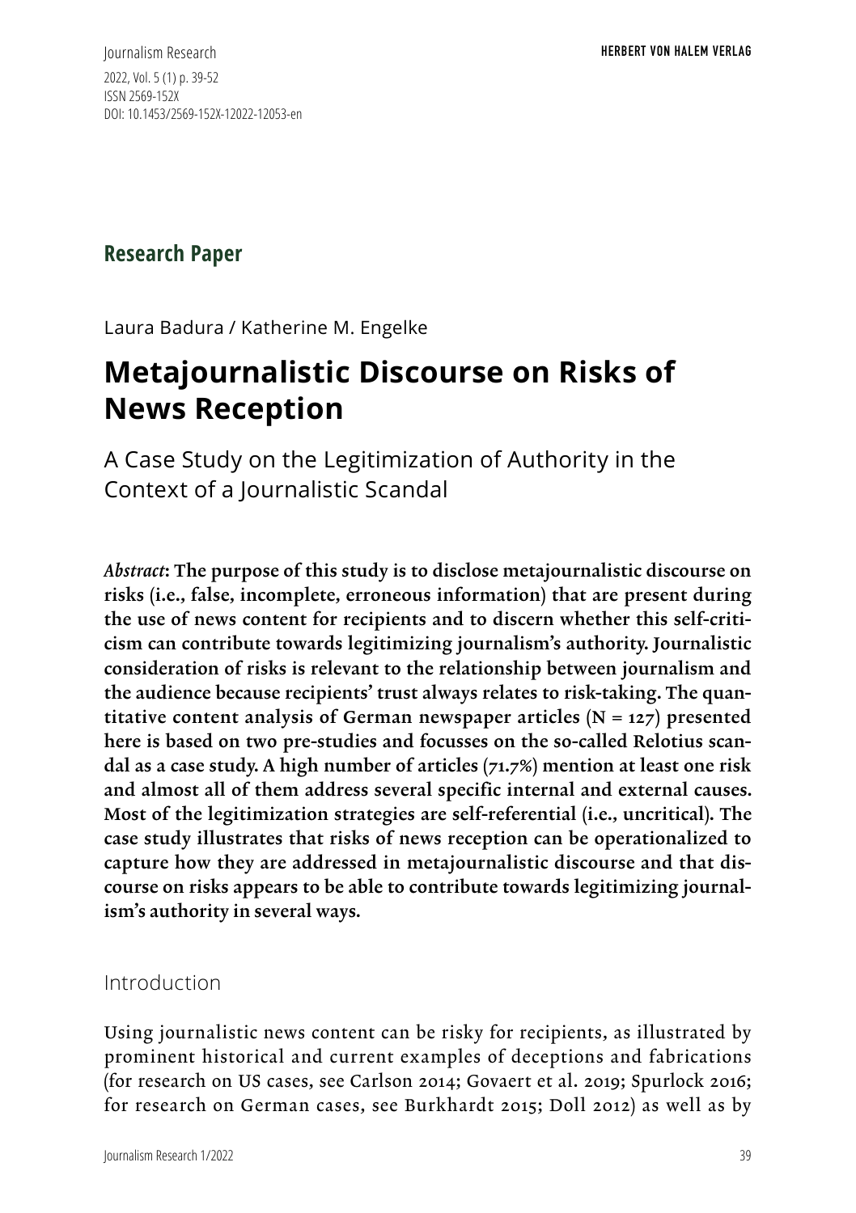**Research Paper**

Laura Badura / Katherine M. Engelke

# Metajournalistic Discourse on Risks of News Reception

## A Case Study on the Legitimization of Authority in the Context of a Journalistic Scandal

***Abstract*: The purpose of this study is to disclose metajournalistic discourse on risks (i.e., false, incomplete, erroneous information) that are present during the use of news content for recipients and to discern whether this self-criticism can contribute towards legitimizing journalism's authority. Journalistic consideration of risks is relevant to the relationship between journalism and the audience because recipients' trust always relates to risk-taking. The quantitative content analysis of German newspaper articles (N = 127) presented here is based on two pre-studies and focusses on the so-called Relotius scandal as a case study. A high number of articles (71.7%) mention at least one risk and almost all of them address several specific internal and external causes. Most of the legitimization strategies are self-referential (i.e., uncritical). The case study illustrates that risks of news reception can be operationalized to capture how they are addressed in metajournalistic discourse and that discourse on risks appears to be able to contribute towards legitimizing journalism's authority in several ways.**

## Introduction

Using journalistic news content can be risky for recipients, as illustrated by prominent historical and current examples of deceptions and fabrications (for research on US cases, see Carlson 2014; Govaert et al. 2019; Spurlock 2016; for research on German cases, see Burkhardt 2015; Doll 2012) as well as by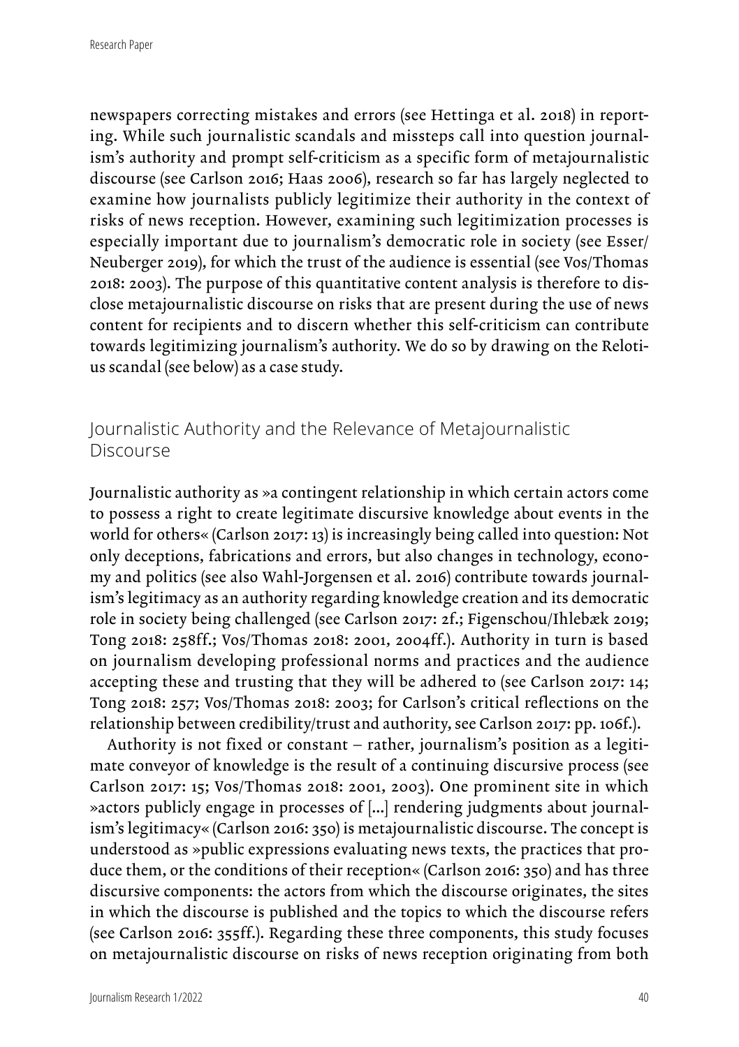newspapers correcting mistakes and errors (see Hettinga et al. 2018) in reporting. While such journalistic scandals and missteps call into question journalism's authority and prompt self-criticism as a specific form of metajournalistic discourse (see Carlson 2016; Haas 2006), research so far has largely neglected to examine how journalists publicly legitimize their authority in the context of risks of news reception. However, examining such legitimization processes is especially important due to journalism's democratic role in society (see Esser/Neuberger 2019), for which the trust of the audience is essential (see Vos/Thomas 2018: 2003). The purpose of this quantitative content analysis is therefore to disclose metajournalistic discourse on risks that are present during the use of news content for recipients and to discern whether this self-criticism can contribute towards legitimizing journalism's authority. We do so by drawing on the Relotius scandal (see below) as a case study.

## Journalistic Authority and the Relevance of Metajournalistic Discourse

Journalistic authority as »a contingent relationship in which certain actors come to possess a right to create legitimate discursive knowledge about events in the world for others« (Carlson 2017: 13) is increasingly being called into question: Not only deceptions, fabrications and errors, but also changes in technology, economy and politics (see also Wahl-Jorgensen et al. 2016) contribute towards journalism's legitimacy as an authority regarding knowledge creation and its democratic role in society being challenged (see Carlson 2017: 2f.; Figenschou/Ihlebæk 2019; Tong 2018: 258ff.; Vos/Thomas 2018: 2001, 2004ff.). Authority in turn is based on journalism developing professional norms and practices and the audience accepting these and trusting that they will be adhered to (see Carlson 2017: 14; Tong 2018: 257; Vos/Thomas 2018: 2003; for Carlson's critical reflections on the relationship between credibility/trust and authority, see Carlson 2017: pp. 106f.).

Authority is not fixed or constant – rather, journalism's position as a legitimate conveyor of knowledge is the result of a continuing discursive process (see Carlson 2017: 15; Vos/Thomas 2018: 2001, 2003). One prominent site in which »actors publicly engage in processes of [...] rendering judgments about journalism's legitimacy« (Carlson 2016: 350) is metajournalistic discourse. The concept is understood as »public expressions evaluating news texts, the practices that produce them, or the conditions of their reception« (Carlson 2016: 350) and has three discursive components: the actors from which the discourse originates, the sites in which the discourse is published and the topics to which the discourse refers (see Carlson 2016: 355ff.). Regarding these three components, this study focuses on metajournalistic discourse on risks of news reception originating from both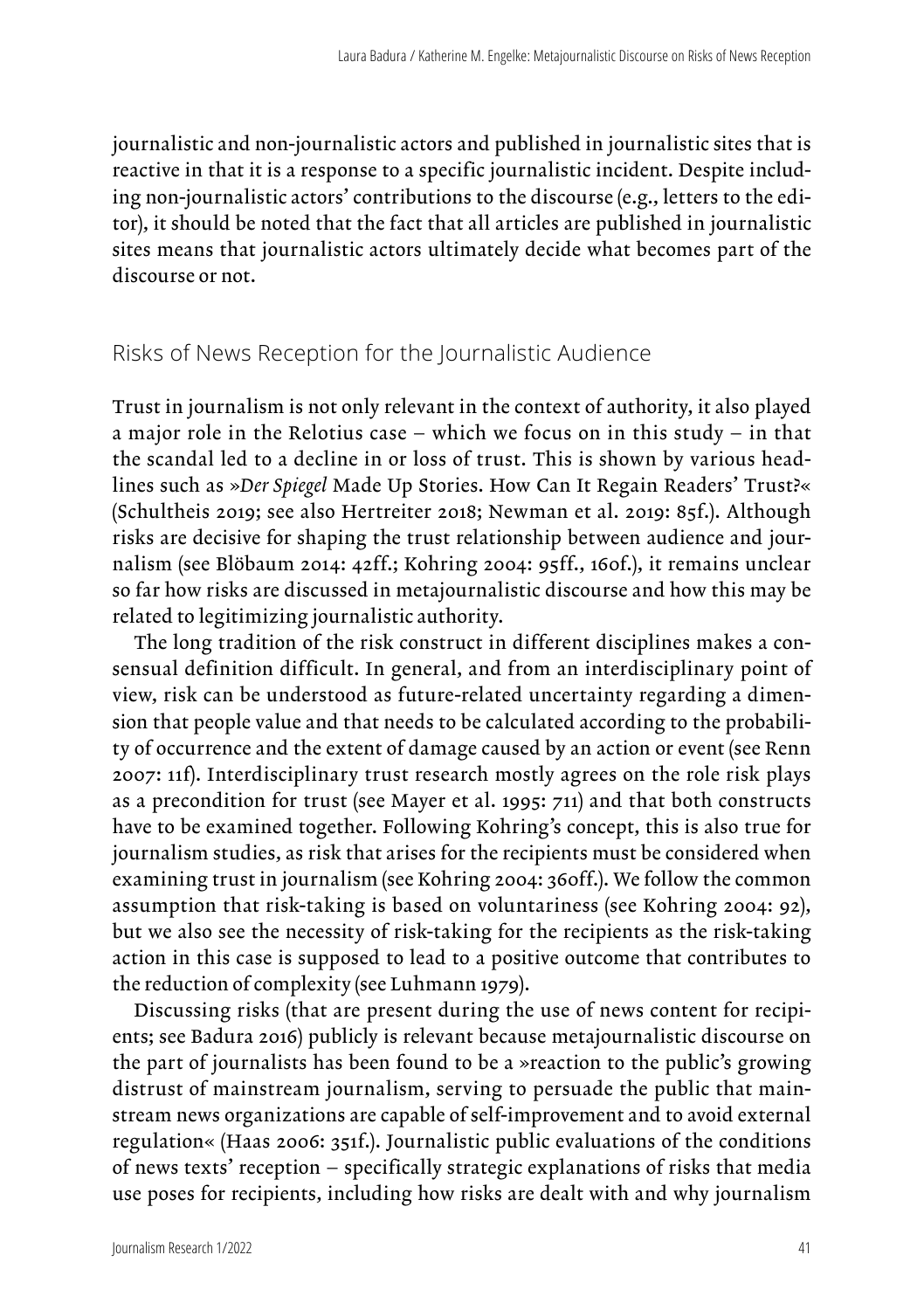journalistic and non-journalistic actors and published in journalistic sites that is reactive in that it is a response to a specific journalistic incident. Despite including non-journalistic actors' contributions to the discourse (e.g., letters to the editor), it should be noted that the fact that all articles are published in journalistic sites means that journalistic actors ultimately decide what becomes part of the discourse or not.

## Risks of News Reception for the Journalistic Audience

Trust in journalism is not only relevant in the context of authority, it also played a major role in the Relotius case – which we focus on in this study – in that the scandal led to a decline in or loss of trust. This is shown by various headlines such as »*Der Spiegel* Made Up Stories. How Can It Regain Readers' Trust?« (Schultheis 2019; see also Hertreiter 2018; Newman et al. 2019: 85f.). Although risks are decisive for shaping the trust relationship between audience and journalism (see Blöbaum 2014: 42ff.; Kohring 2004: 95ff., 160f.), it remains unclear so far how risks are discussed in metajournalistic discourse and how this may be related to legitimizing journalistic authority.

The long tradition of the risk construct in different disciplines makes a consensual definition difficult. In general, and from an interdisciplinary point of view, risk can be understood as future-related uncertainty regarding a dimension that people value and that needs to be calculated according to the probability of occurrence and the extent of damage caused by an action or event (see Renn 2007: 11f). Interdisciplinary trust research mostly agrees on the role risk plays as a precondition for trust (see Mayer et al. 1995: 711) and that both constructs have to be examined together. Following Kohring's concept, this is also true for journalism studies, as risk that arises for the recipients must be considered when examining trust in journalism (see Kohring 2004: 360ff.). We follow the common assumption that risk-taking is based on voluntariness (see Kohring 2004: 92), but we also see the necessity of risk-taking for the recipients as the risk-taking action in this case is supposed to lead to a positive outcome that contributes to the reduction of complexity (see Luhmann 1979).

Discussing risks (that are present during the use of news content for recipients; see Badura 2016) publicly is relevant because metajournalistic discourse on the part of journalists has been found to be a »reaction to the public's growing distrust of mainstream journalism, serving to persuade the public that mainstream news organizations are capable of self-improvement and to avoid external regulation« (Haas 2006: 351f.). Journalistic public evaluations of the conditions of news texts' reception – specifically strategic explanations of risks that media use poses for recipients, including how risks are dealt with and why journalism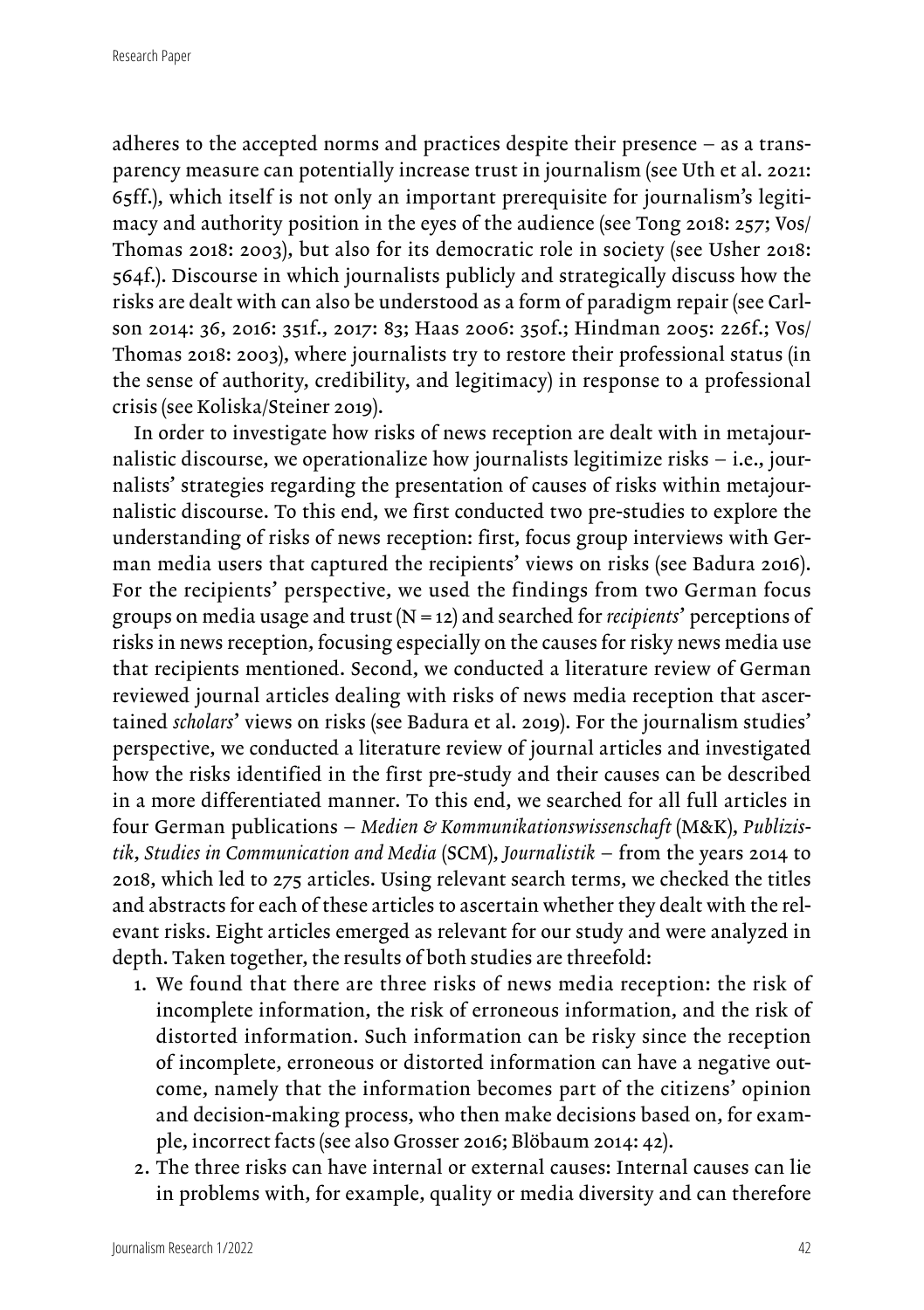adheres to the accepted norms and practices despite their presence – as a transparency measure can potentially increase trust in journalism (see Uth et al. 2021: 65ff.), which itself is not only an important prerequisite for journalism's legitimacy and authority position in the eyes of the audience (see Tong 2018: 257; Vos/Thomas 2018: 2003), but also for its democratic role in society (see Usher 2018: 564f.). Discourse in which journalists publicly and strategically discuss how the risks are dealt with can also be understood as a form of paradigm repair (see Carlson 2014: 36, 2016: 351f., 2017: 83; Haas 2006: 350f.; Hindman 2005: 226f.; Vos/Thomas 2018: 2003), where journalists try to restore their professional status (in the sense of authority, credibility, and legitimacy) in response to a professional crisis (see Koliska/Steiner 2019).

In order to investigate how risks of news reception are dealt with in metajournalistic discourse, we operationalize how journalists legitimize risks – i.e., journalists' strategies regarding the presentation of causes of risks within metajournalistic discourse. To this end, we first conducted two pre-studies to explore the understanding of risks of news reception: first, focus group interviews with German media users that captured the recipients' views on risks (see Badura 2016). For the recipients' perspective, we used the findings from two German focus groups on media usage and trust (N = 12) and searched for *recipients*' perceptions of risks in news reception, focusing especially on the causes for risky news media use that recipients mentioned. Second, we conducted a literature review of German reviewed journal articles dealing with risks of news media reception that ascertained *scholars*' views on risks (see Badura et al. 2019). For the journalism studies' perspective, we conducted a literature review of journal articles and investigated how the risks identified in the first pre-study and their causes can be described in a more differentiated manner. To this end, we searched for all full articles in four German publications – *Medien & Kommunikationswissenschaft* (M&K), *Publizistik*, *Studies in Communication and Media* (SCM), *Journalistik* – from the years 2014 to 2018, which led to 275 articles. Using relevant search terms, we checked the titles and abstracts for each of these articles to ascertain whether they dealt with the relevant risks. Eight articles emerged as relevant for our study and were analyzed in depth. Taken together, the results of both studies are threefold:

1. We found that there are three risks of news media reception: the risk of incomplete information, the risk of erroneous information, and the risk of distorted information. Such information can be risky since the reception of incomplete, erroneous or distorted information can have a negative outcome, namely that the information becomes part of the citizens' opinion and decision-making process, who then make decisions based on, for example, incorrect facts (see also Grosser 2016; Blöbaum 2014: 42).
2. The three risks can have internal or external causes: Internal causes can lie in problems with, for example, quality or media diversity and can therefore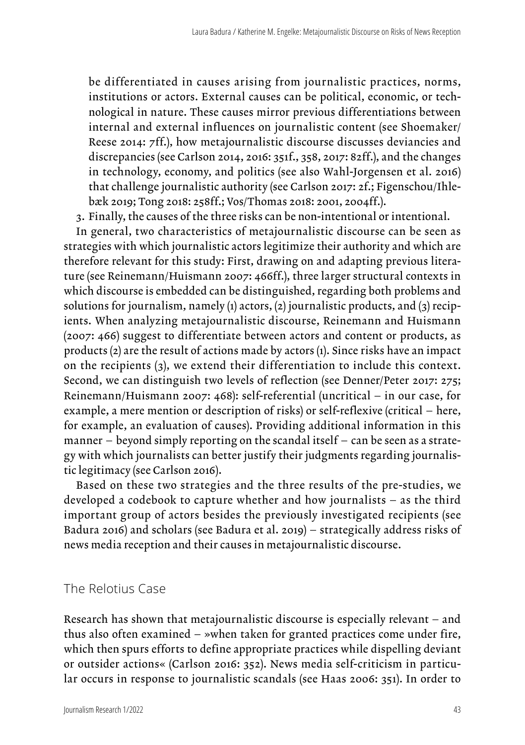be differentiated in causes arising from journalistic practices, norms, institutions or actors. External causes can be political, economic, or technological in nature. These causes mirror previous differentiations between internal and external influences on journalistic content (see Shoemaker/Reese 2014: 7ff.), how metajournalistic discourse discusses deviancies and discrepancies (see Carlson 2014, 2016: 351f., 358, 2017: 82ff.), and the changes in technology, economy, and politics (see also Wahl-Jorgensen et al. 2016) that challenge journalistic authority (see Carlson 2017: 2f.; Figenschou/Ihlebæk 2019; Tong 2018: 258ff.; Vos/Thomas 2018: 2001, 2004ff.).

3. Finally, the causes of the three risks can be non-intentional or intentional.

In general, two characteristics of metajournalistic discourse can be seen as strategies with which journalistic actors legitimize their authority and which are therefore relevant for this study: First, drawing on and adapting previous literature (see Reinemann/Huismann 2007: 466ff.), three larger structural contexts in which discourse is embedded can be distinguished, regarding both problems and solutions for journalism, namely (1) actors, (2) journalistic products, and (3) recipients. When analyzing metajournalistic discourse, Reinemann and Huismann (2007: 466) suggest to differentiate between actors and content or products, as products (2) are the result of actions made by actors (1). Since risks have an impact on the recipients (3), we extend their differentiation to include this context. Second, we can distinguish two levels of reflection (see Denner/Peter 2017: 275; Reinemann/Huismann 2007: 468): self-referential (uncritical – in our case, for example, a mere mention or description of risks) or self-reflexive (critical – here, for example, an evaluation of causes). Providing additional information in this manner – beyond simply reporting on the scandal itself – can be seen as a strategy with which journalists can better justify their judgments regarding journalistic legitimacy (see Carlson 2016).

Based on these two strategies and the three results of the pre-studies, we developed a codebook to capture whether and how journalists – as the third important group of actors besides the previously investigated recipients (see Badura 2016) and scholars (see Badura et al. 2019) – strategically address risks of news media reception and their causes in metajournalistic discourse.

## The Relotius Case

Research has shown that metajournalistic discourse is especially relevant – and thus also often examined – »when taken for granted practices come under fire, which then spurs efforts to define appropriate practices while dispelling deviant or outsider actions« (Carlson 2016: 352). News media self-criticism in particular occurs in response to journalistic scandals (see Haas 2006: 351). In order to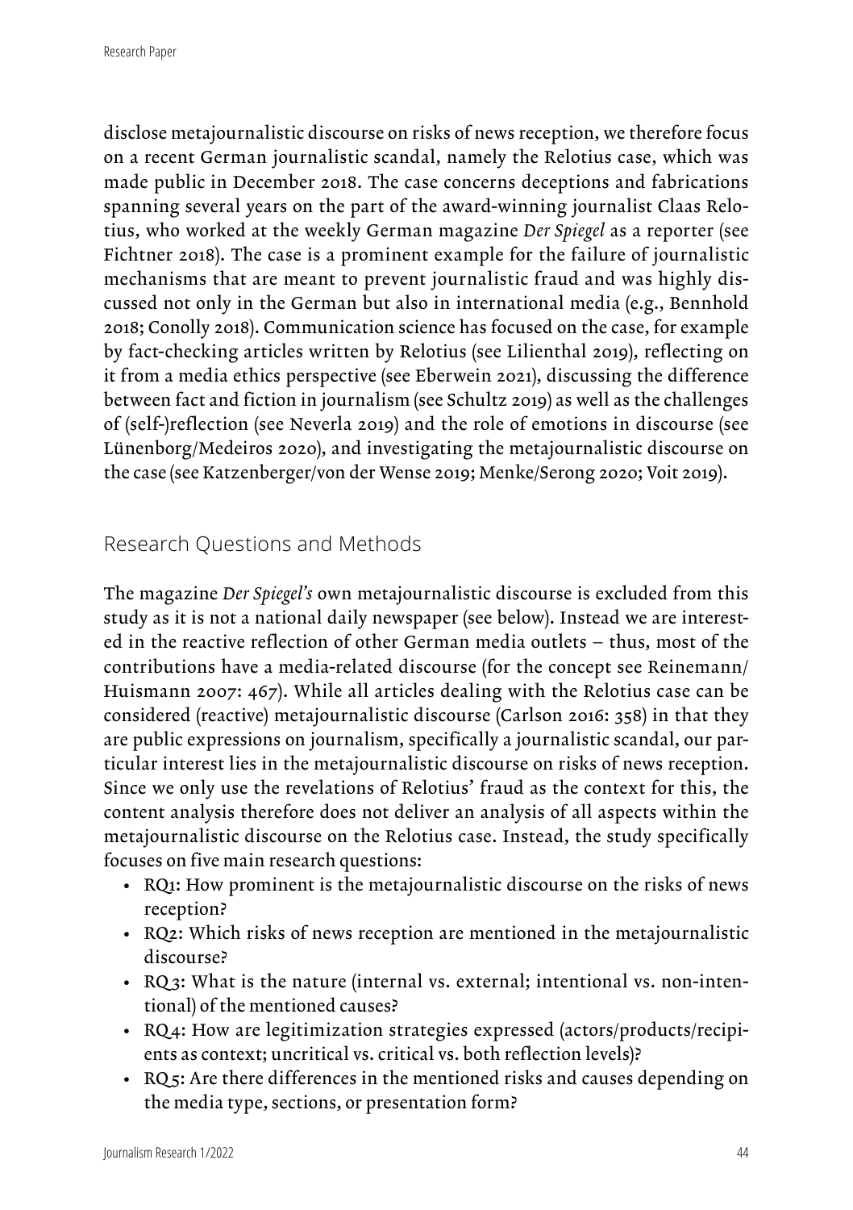disclose metajournalistic discourse on risks of news reception, we therefore focus on a recent German journalistic scandal, namely the Relotius case, which was made public in December 2018. The case concerns deceptions and fabrications spanning several years on the part of the award-winning journalist Claas Relotius, who worked at the weekly German magazine *Der Spiegel* as a reporter (see Fichtner 2018). The case is a prominent example for the failure of journalistic mechanisms that are meant to prevent journalistic fraud and was highly discussed not only in the German but also in international media (e.g., Bennhold 2018; Conolly 2018). Communication science has focused on the case, for example by fact-checking articles written by Relotius (see Lilienthal 2019), reflecting on it from a media ethics perspective (see Eberwein 2021), discussing the difference between fact and fiction in journalism (see Schultz 2019) as well as the challenges of (self-)reflection (see Neverla 2019) and the role of emotions in discourse (see Lünenborg/Medeiros 2020), and investigating the metajournalistic discourse on the case (see Katzenberger/von der Wense 2019; Menke/Serong 2020; Voit 2019).

## Research Questions and Methods

The magazine *Der Spiegel's* own metajournalistic discourse is excluded from this study as it is not a national daily newspaper (see below). Instead we are interested in the reactive reflection of other German media outlets – thus, most of the contributions have a media-related discourse (for the concept see Reinemann/Huismann 2007: 467). While all articles dealing with the Relotius case can be considered (reactive) metajournalistic discourse (Carlson 2016: 358) in that they are public expressions on journalism, specifically a journalistic scandal, our particular interest lies in the metajournalistic discourse on risks of news reception. Since we only use the revelations of Relotius' fraud as the context for this, the content analysis therefore does not deliver an analysis of all aspects within the metajournalistic discourse on the Relotius case. Instead, the study specifically focuses on five main research questions:

- RQ1: How prominent is the metajournalistic discourse on the risks of news reception?
- RQ2: Which risks of news reception are mentioned in the metajournalistic discourse?
- RQ3: What is the nature (internal vs. external; intentional vs. non-intentional) of the mentioned causes?
- RQ4: How are legitimization strategies expressed (actors/products/recipients as context; uncritical vs. critical vs. both reflection levels)?
- RQ5: Are there differences in the mentioned risks and causes depending on the media type, sections, or presentation form?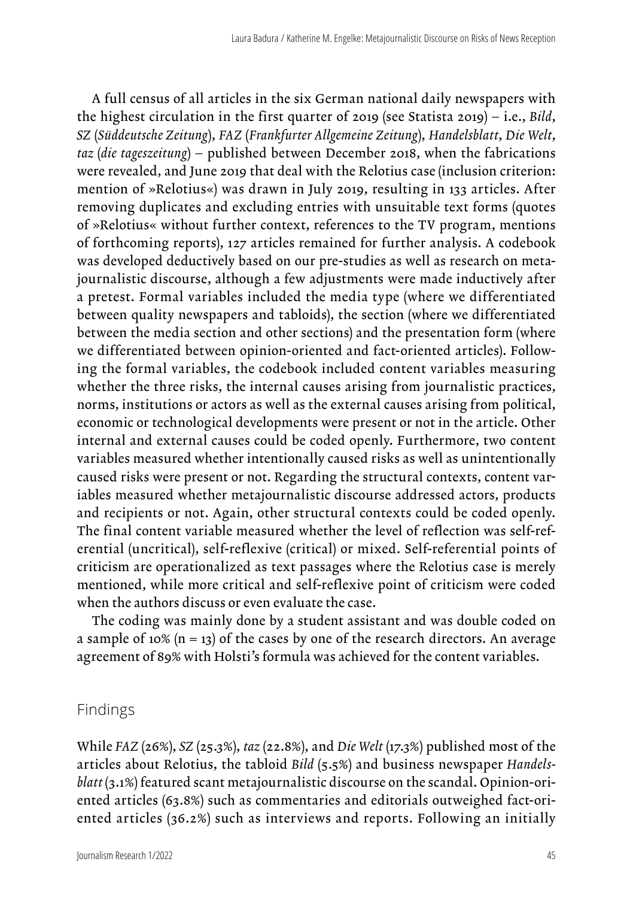A full census of all articles in the six German national daily newspapers with the highest circulation in the first quarter of 2019 (see Statista 2019) – i.e., *Bild*, *SZ* (*Süddeutsche Zeitung*), *FAZ* (*Frankfurter Allgemeine Zeitung*), *Handelsblatt*, *Die Welt*, *taz* (*die tageszeitung*) – published between December 2018, when the fabrications were revealed, and June 2019 that deal with the Relotius case (inclusion criterion: mention of »Relotius«) was drawn in July 2019, resulting in 133 articles. After removing duplicates and excluding entries with unsuitable text forms (quotes of »Relotius« without further context, references to the TV program, mentions of forthcoming reports), 127 articles remained for further analysis. A codebook was developed deductively based on our pre-studies as well as research on metajournalistic discourse, although a few adjustments were made inductively after a pretest. Formal variables included the media type (where we differentiated between quality newspapers and tabloids), the section (where we differentiated between the media section and other sections) and the presentation form (where we differentiated between opinion-oriented and fact-oriented articles). Following the formal variables, the codebook included content variables measuring whether the three risks, the internal causes arising from journalistic practices, norms, institutions or actors as well as the external causes arising from political, economic or technological developments were present or not in the article. Other internal and external causes could be coded openly. Furthermore, two content variables measured whether intentionally caused risks as well as unintentionally caused risks were present or not. Regarding the structural contexts, content variables measured whether metajournalistic discourse addressed actors, products and recipients or not. Again, other structural contexts could be coded openly. The final content variable measured whether the level of reflection was self-referential (uncritical), self-reflexive (critical) or mixed. Self-referential points of criticism are operationalized as text passages where the Relotius case is merely mentioned, while more critical and self-reflexive point of criticism were coded when the authors discuss or even evaluate the case.

The coding was mainly done by a student assistant and was double coded on a sample of 10% (n = 13) of the cases by one of the research directors. An average agreement of 89% with Holsti's formula was achieved for the content variables.

## Findings

While *FAZ* (26%), *SZ* (25.3%), *taz* (22.8%), and *Die Welt* (17.3%) published most of the articles about Relotius, the tabloid *Bild* (5.5%) and business newspaper *Handelsblatt* (3.1%) featured scant metajournalistic discourse on the scandal. Opinion-oriented articles (63.8%) such as commentaries and editorials outweighed fact-oriented articles (36.2%) such as interviews and reports. Following an initially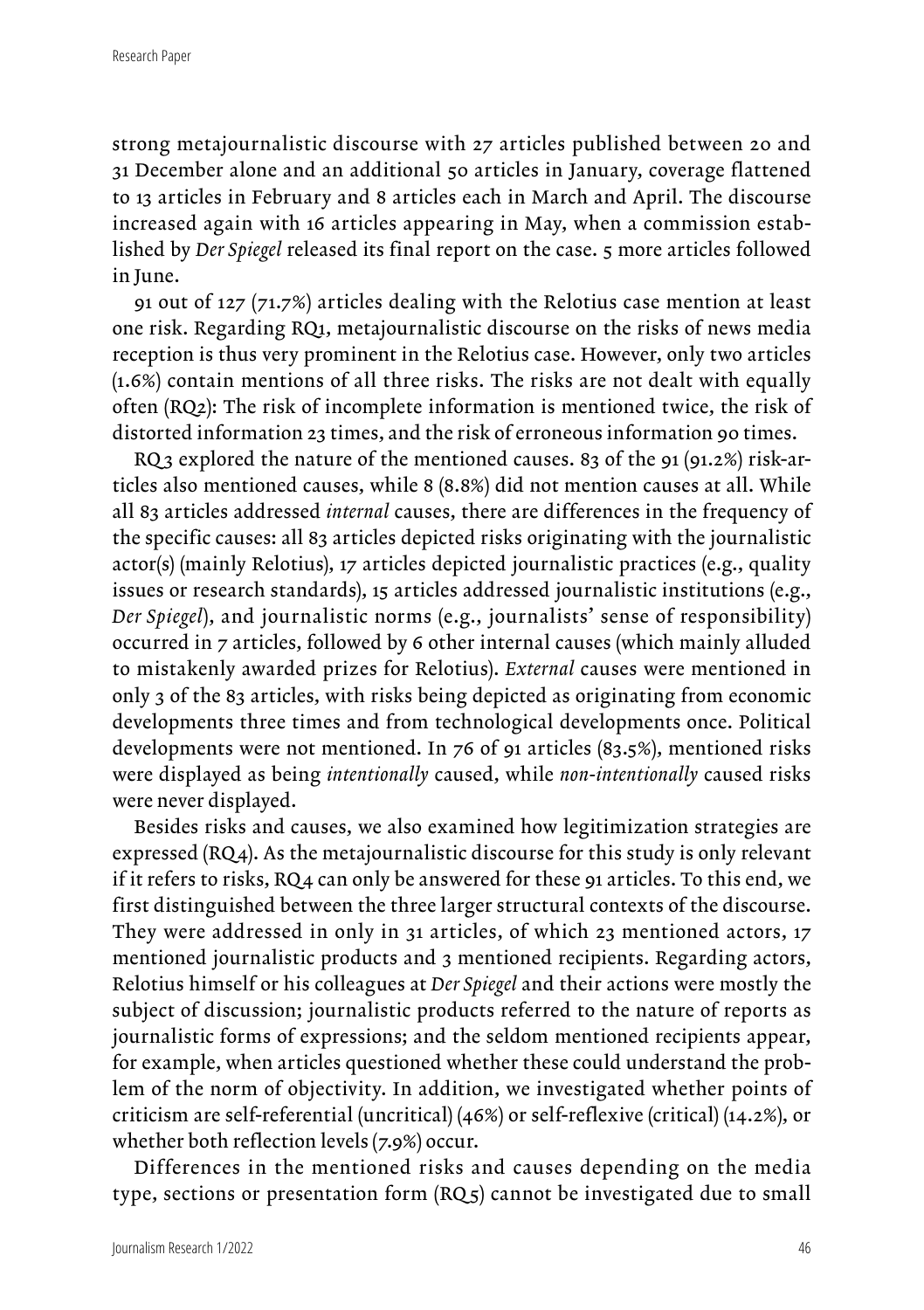strong metajournalistic discourse with 27 articles published between 20 and 31 December alone and an additional 50 articles in January, coverage flattened to 13 articles in February and 8 articles each in March and April. The discourse increased again with 16 articles appearing in May, when a commission established by *Der Spiegel* released its final report on the case. 5 more articles followed in June.

91 out of 127 (71.7%) articles dealing with the Relotius case mention at least one risk. Regarding RQ1, metajournalistic discourse on the risks of news media reception is thus very prominent in the Relotius case. However, only two articles (1.6%) contain mentions of all three risks. The risks are not dealt with equally often (RQ2): The risk of incomplete information is mentioned twice, the risk of distorted information 23 times, and the risk of erroneous information 90 times.

RQ3 explored the nature of the mentioned causes. 83 of the 91 (91.2%) risk-articles also mentioned causes, while 8 (8.8%) did not mention causes at all. While all 83 articles addressed *internal* causes, there are differences in the frequency of the specific causes: all 83 articles depicted risks originating with the journalistic actor(s) (mainly Relotius), 17 articles depicted journalistic practices (e.g., quality issues or research standards), 15 articles addressed journalistic institutions (e.g., *Der Spiegel*), and journalistic norms (e.g., journalists' sense of responsibility) occurred in 7 articles, followed by 6 other internal causes (which mainly alluded to mistakenly awarded prizes for Relotius). *External* causes were mentioned in only 3 of the 83 articles, with risks being depicted as originating from economic developments three times and from technological developments once. Political developments were not mentioned. In 76 of 91 articles (83.5%), mentioned risks were displayed as being *intentionally* caused, while *non-intentionally* caused risks were never displayed.

Besides risks and causes, we also examined how legitimization strategies are expressed (RQ4). As the metajournalistic discourse for this study is only relevant if it refers to risks, RQ4 can only be answered for these 91 articles. To this end, we first distinguished between the three larger structural contexts of the discourse. They were addressed in only in 31 articles, of which 23 mentioned actors, 17 mentioned journalistic products and 3 mentioned recipients. Regarding actors, Relotius himself or his colleagues at *Der Spiegel* and their actions were mostly the subject of discussion; journalistic products referred to the nature of reports as journalistic forms of expressions; and the seldom mentioned recipients appear, for example, when articles questioned whether these could understand the problem of the norm of objectivity. In addition, we investigated whether points of criticism are self-referential (uncritical) (46%) or self-reflexive (critical) (14.2%), or whether both reflection levels (7.9%) occur.

Differences in the mentioned risks and causes depending on the media type, sections or presentation form (RQ5) cannot be investigated due to small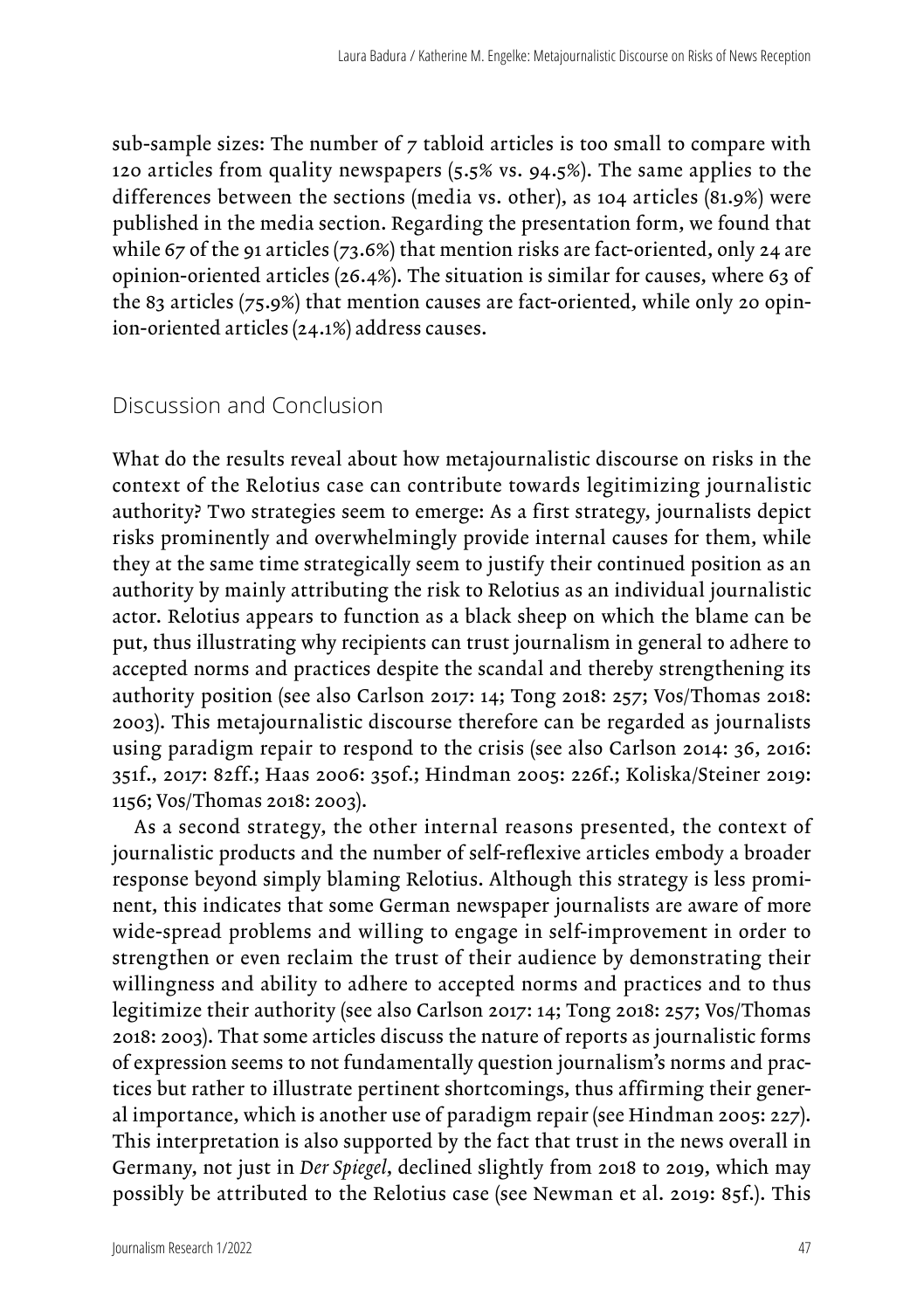sub-sample sizes: The number of 7 tabloid articles is too small to compare with 120 articles from quality newspapers (5.5% vs. 94.5%). The same applies to the differences between the sections (media vs. other), as 104 articles (81.9%) were published in the media section. Regarding the presentation form, we found that while 67 of the 91 articles (73.6%) that mention risks are fact-oriented, only 24 are opinion-oriented articles (26.4%). The situation is similar for causes, where 63 of the 83 articles (75.9%) that mention causes are fact-oriented, while only 20 opinion-oriented articles (24.1%) address causes.

## Discussion and Conclusion

What do the results reveal about how metajournalistic discourse on risks in the context of the Relotius case can contribute towards legitimizing journalistic authority? Two strategies seem to emerge: As a first strategy, journalists depict risks prominently and overwhelmingly provide internal causes for them, while they at the same time strategically seem to justify their continued position as an authority by mainly attributing the risk to Relotius as an individual journalistic actor. Relotius appears to function as a black sheep on which the blame can be put, thus illustrating why recipients can trust journalism in general to adhere to accepted norms and practices despite the scandal and thereby strengthening its authority position (see also Carlson 2017: 14; Tong 2018: 257; Vos/Thomas 2018: 2003). This metajournalistic discourse therefore can be regarded as journalists using paradigm repair to respond to the crisis (see also Carlson 2014: 36, 2016: 351f., 2017: 82ff.; Haas 2006: 350f.; Hindman 2005: 226f.; Koliska/Steiner 2019: 1156; Vos/Thomas 2018: 2003).

As a second strategy, the other internal reasons presented, the context of journalistic products and the number of self-reflexive articles embody a broader response beyond simply blaming Relotius. Although this strategy is less prominent, this indicates that some German newspaper journalists are aware of more wide-spread problems and willing to engage in self-improvement in order to strengthen or even reclaim the trust of their audience by demonstrating their willingness and ability to adhere to accepted norms and practices and to thus legitimize their authority (see also Carlson 2017: 14; Tong 2018: 257; Vos/Thomas 2018: 2003). That some articles discuss the nature of reports as journalistic forms of expression seems to not fundamentally question journalism's norms and practices but rather to illustrate pertinent shortcomings, thus affirming their general importance, which is another use of paradigm repair (see Hindman 2005: 227). This interpretation is also supported by the fact that trust in the news overall in Germany, not just in *Der Spiegel*, declined slightly from 2018 to 2019, which may possibly be attributed to the Relotius case (see Newman et al. 2019: 85f.). This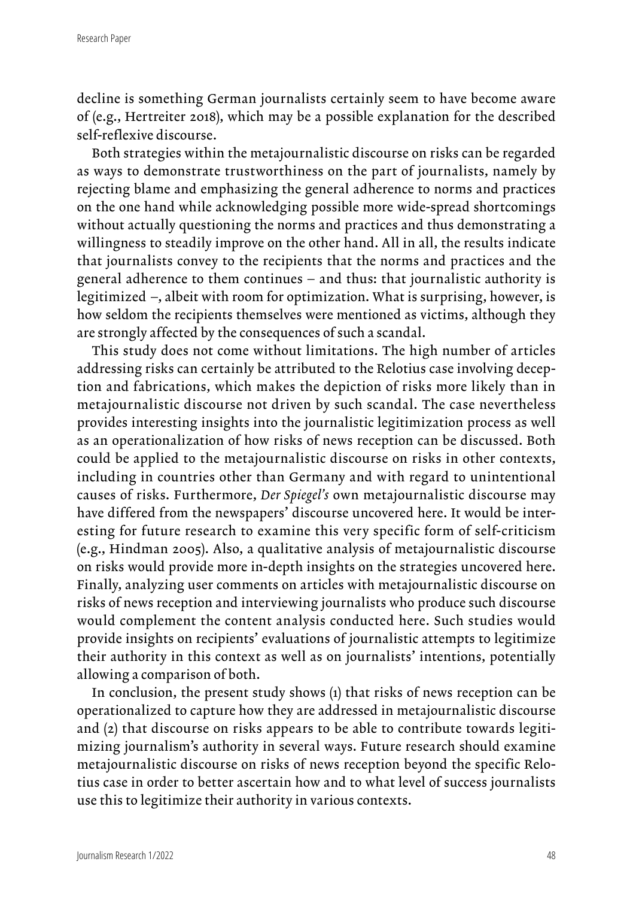decline is something German journalists certainly seem to have become aware of (e.g., Hertreiter 2018), which may be a possible explanation for the described self-reflexive discourse.

Both strategies within the metajournalistic discourse on risks can be regarded as ways to demonstrate trustworthiness on the part of journalists, namely by rejecting blame and emphasizing the general adherence to norms and practices on the one hand while acknowledging possible more wide-spread shortcomings without actually questioning the norms and practices and thus demonstrating a willingness to steadily improve on the other hand. All in all, the results indicate that journalists convey to the recipients that the norms and practices and the general adherence to them continues – and thus: that journalistic authority is legitimized –, albeit with room for optimization. What is surprising, however, is how seldom the recipients themselves were mentioned as victims, although they are strongly affected by the consequences of such a scandal.

This study does not come without limitations. The high number of articles addressing risks can certainly be attributed to the Relotius case involving deception and fabrications, which makes the depiction of risks more likely than in metajournalistic discourse not driven by such scandal. The case nevertheless provides interesting insights into the journalistic legitimization process as well as an operationalization of how risks of news reception can be discussed. Both could be applied to the metajournalistic discourse on risks in other contexts, including in countries other than Germany and with regard to unintentional causes of risks. Furthermore, *Der Spiegel's* own metajournalistic discourse may have differed from the newspapers' discourse uncovered here. It would be interesting for future research to examine this very specific form of self-criticism (e.g., Hindman 2005). Also, a qualitative analysis of metajournalistic discourse on risks would provide more in-depth insights on the strategies uncovered here. Finally, analyzing user comments on articles with metajournalistic discourse on risks of news reception and interviewing journalists who produce such discourse would complement the content analysis conducted here. Such studies would provide insights on recipients' evaluations of journalistic attempts to legitimize their authority in this context as well as on journalists' intentions, potentially allowing a comparison of both.

In conclusion, the present study shows (1) that risks of news reception can be operationalized to capture how they are addressed in metajournalistic discourse and (2) that discourse on risks appears to be able to contribute towards legitimizing journalism's authority in several ways. Future research should examine metajournalistic discourse on risks of news reception beyond the specific Relotius case in order to better ascertain how and to what level of success journalists use this to legitimize their authority in various contexts.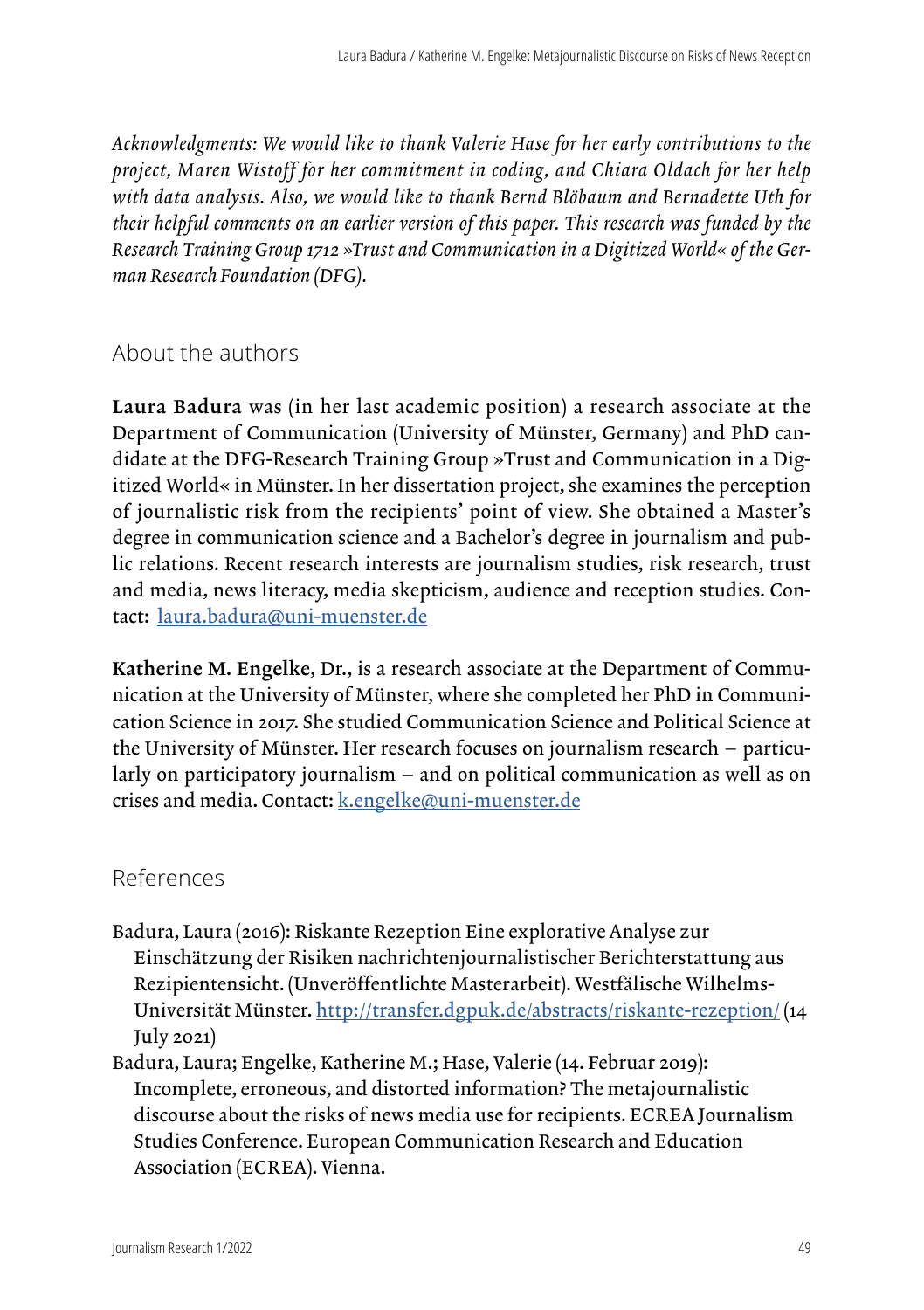*Acknowledgments: We would like to thank Valerie Hase for her early contributions to the project, Maren Wistoff for her commitment in coding, and Chiara Oldach for her help with data analysis. Also, we would like to thank Bernd Blöbaum and Bernadette Uth for their helpful comments on an earlier version of this paper. This research was funded by the Research Training Group 1712 »Trust and Communication in a Digitized World« of the German Research Foundation (DFG).*

## About the authors

**Laura Badura** was (in her last academic position) a research associate at the Department of Communication (University of Münster, Germany) and PhD candidate at the DFG-Research Training Group »Trust and Communication in a Digitized World« in Münster. In her dissertation project, she examines the perception of journalistic risk from the recipients' point of view. She obtained a Master's degree in communication science and a Bachelor's degree in journalism and public relations. Recent research interests are journalism studies, risk research, trust and media, news literacy, media skepticism, audience and reception studies. Contact: laura.badura@uni-muenster.de

**Katherine M. Engelke**, Dr., is a research associate at the Department of Communication at the University of Münster, where she completed her PhD in Communication Science in 2017. She studied Communication Science and Political Science at the University of Münster. Her research focuses on journalism research – particularly on participatory journalism – and on political communication as well as on crises and media. Contact: k.engelke@uni-muenster.de

## References

Badura, Laura (2016): Riskante Rezeption Eine explorative Analyse zur Einschätzung der Risiken nachrichtenjournalistischer Berichterstattung aus Rezipientensicht. (Unveröffentlichte Masterarbeit). Westfälische Wilhelms-Universität Münster. http://transfer.dgpuk.de/abstracts/riskante-rezeption/ (14 July 2021)

Badura, Laura; Engelke, Katherine M.; Hase, Valerie (14. Februar 2019): Incomplete, erroneous, and distorted information? The metajournalistic discourse about the risks of news media use for recipients. ECREA Journalism Studies Conference. European Communication Research and Education Association (ECREA). Vienna.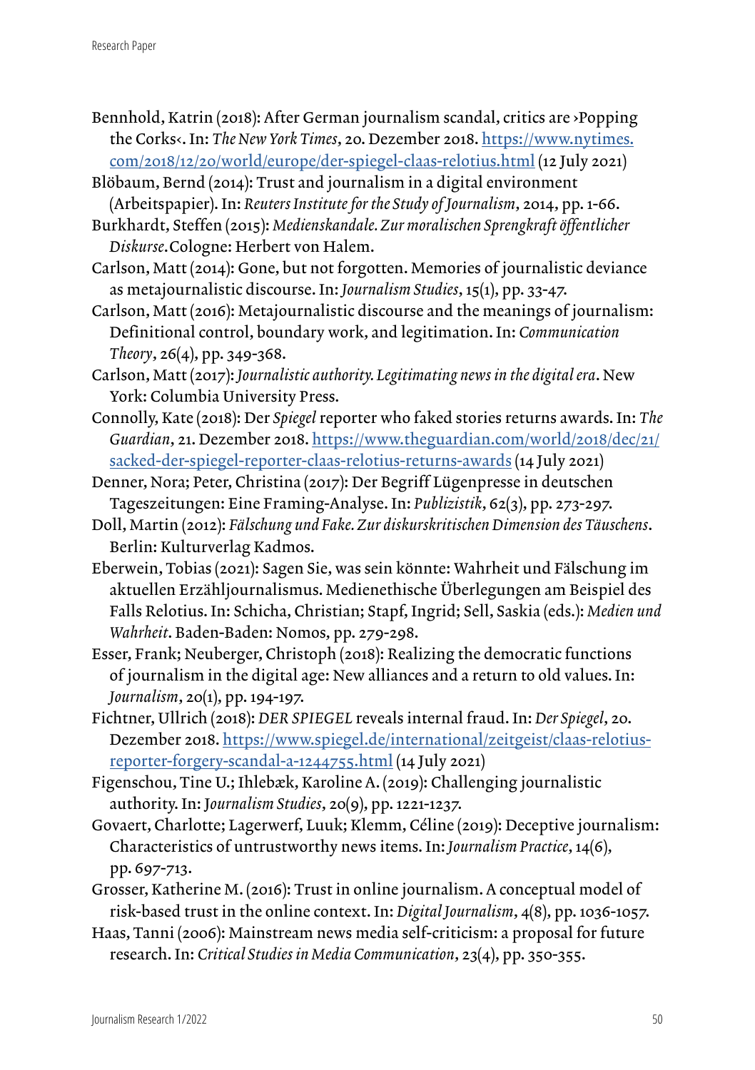Bennhold, Katrin (2018): After German journalism scandal, critics are ›Popping the Corks‹. In: *The New York Times*, 20. Dezember 2018. https://www.nytimes.com/2018/12/20/world/europe/der-spiegel-claas-relotius.html (12 July 2021)

Blöbaum, Bernd (2014): Trust and journalism in a digital environment (Arbeitspapier). In: *Reuters Institute for the Study of Journalism*, 2014, pp. 1-66.

Burkhardt, Steffen (2015): *Medienskandale. Zur moralischen Sprengkraft öffentlicher Diskurse*. Cologne: Herbert von Halem.

Carlson, Matt (2014): Gone, but not forgotten. Memories of journalistic deviance as metajournalistic discourse. In: *Journalism Studies*, 15(1), pp. 33-47.

Carlson, Matt (2016): Metajournalistic discourse and the meanings of journalism: Definitional control, boundary work, and legitimation. In: *Communication Theory*, 26(4), pp. 349-368.

Carlson, Matt (2017): *Journalistic authority. Legitimating news in the digital era*. New York: Columbia University Press.

Connolly, Kate (2018): Der *Spiegel* reporter who faked stories returns awards. In: *The Guardian*, 21. Dezember 2018. https://www.theguardian.com/world/2018/dec/21/sacked-der-spiegel-reporter-claas-relotius-returns-awards (14 July 2021)

Denner, Nora; Peter, Christina (2017): Der Begriff Lügenpresse in deutschen Tageszeitungen: Eine Framing-Analyse. In: *Publizistik*, 62(3), pp. 273-297.

Doll, Martin (2012): *Fälschung und Fake. Zur diskurskritischen Dimension des Täuschens*. Berlin: Kulturverlag Kadmos.

Eberwein, Tobias (2021): Sagen Sie, was sein könnte: Wahrheit und Fälschung im aktuellen Erzähljournalismus. Medienethische Überlegungen am Beispiel des Falls Relotius. In: Schicha, Christian; Stapf, Ingrid; Sell, Saskia (eds.): *Medien und Wahrheit*. Baden-Baden: Nomos, pp. 279-298.

Esser, Frank; Neuberger, Christoph (2018): Realizing the democratic functions of journalism in the digital age: New alliances and a return to old values. In: *Journalism*, 20(1), pp. 194-197.

Fichtner, Ullrich (2018): *DER SPIEGEL* reveals internal fraud. In: *Der Spiegel*, 20. Dezember 2018. https://www.spiegel.de/international/zeitgeist/claas-relotius-reporter-forgery-scandal-a-1244755.html (14 July 2021)

Figenschou, Tine U.; Ihlebæk, Karoline A. (2019): Challenging journalistic authority. In: *Journalism Studies*, 20(9), pp. 1221-1237.

Govaert, Charlotte; Lagerwerf, Luuk; Klemm, Céline (2019): Deceptive journalism: Characteristics of untrustworthy news items. In: *Journalism Practice*, 14(6), pp. 697-713.

Grosser, Katherine M. (2016): Trust in online journalism. A conceptual model of risk-based trust in the online context. In: *Digital Journalism*, 4(8), pp. 1036-1057.

Haas, Tanni (2006): Mainstream news media self-criticism: a proposal for future research. In: *Critical Studies in Media Communication*, 23(4), pp. 350-355.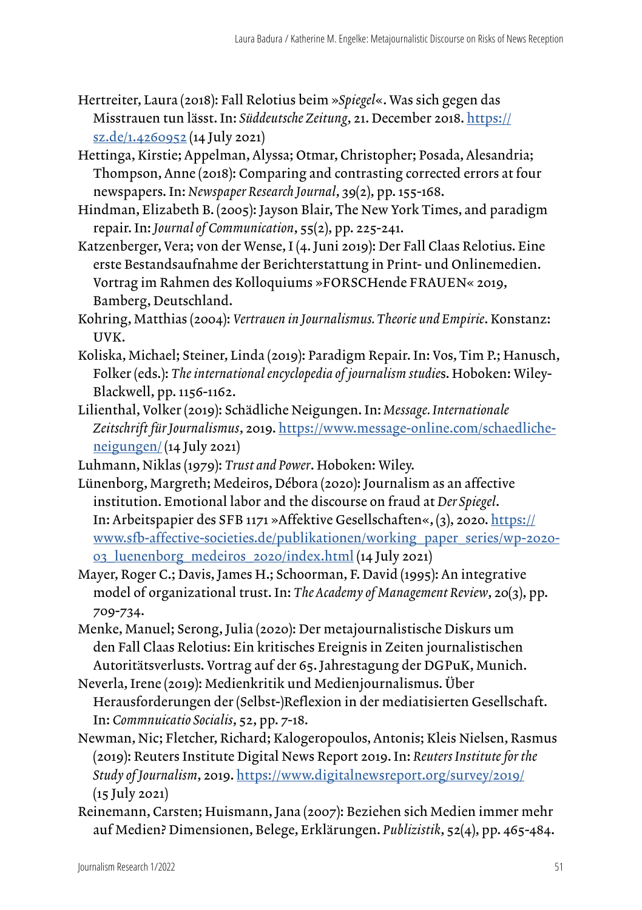Hertreiter, Laura (2018): Fall Relotius beim »*Spiegel*«. Was sich gegen das Misstrauen tun lässt. In: *Süddeutsche Zeitung*, 21. December 2018. https://sz.de/1.4260952 (14 July 2021)

Hettinga, Kirstie; Appelman, Alyssa; Otmar, Christopher; Posada, Alesandria; Thompson, Anne (2018): Comparing and contrasting corrected errors at four newspapers. In: *Newspaper Research Journal*, 39(2), pp. 155-168.

Hindman, Elizabeth B. (2005): Jayson Blair, The New York Times, and paradigm repair. In: *Journal of Communication*, 55(2), pp. 225-241.

Katzenberger, Vera; von der Wense, I (4. Juni 2019): Der Fall Claas Relotius. Eine erste Bestandsaufnahme der Berichterstattung in Print- und Onlinemedien. Vortrag im Rahmen des Kolloquiums »FORSCHende FRAUEN« 2019, Bamberg, Deutschland.

Kohring, Matthias (2004): *Vertrauen in Journalismus. Theorie und Empirie*. Konstanz: UVK.

Koliska, Michael; Steiner, Linda (2019): Paradigm Repair. In: Vos, Tim P.; Hanusch, Folker (eds.): *The international encyclopedia of journalism studie*s. Hoboken: Wiley-Blackwell, pp. 1156-1162.

Lilienthal, Volker (2019): Schädliche Neigungen. In: *Message. Internationale Zeitschrift für Journalismus*, 2019. https://www.message-online.com/schaedliche-neigungen/ (14 July 2021)

Luhmann, Niklas (1979): *Trust and Power*. Hoboken: Wiley.

Lünenborg, Margreth; Medeiros, Débora (2020): Journalism as an affective institution. Emotional labor and the discourse on fraud at *Der Spiegel*. In: Arbeitspapier des SFB 1171 »Affektive Gesellschaften«, (3), 2020. https://www.sfb-affective-societies.de/publikationen/working_paper_series/wp-2020-03_luenenborg_medeiros_2020/index.html (14 July 2021)

Mayer, Roger C.; Davis, James H.; Schoorman, F. David (1995): An integrative model of organizational trust. In: *The Academy of Management Review*, 20(3), pp. 709-734.

Menke, Manuel; Serong, Julia (2020): Der metajournalistische Diskurs um den Fall Claas Relotius: Ein kritisches Ereignis in Zeiten journalistischen Autoritätsverlusts. Vortrag auf der 65. Jahrestagung der DGPuK, Munich.

Neverla, Irene (2019): Medienkritik und Medienjournalismus. Über Herausforderungen der (Selbst-)Reflexion in der mediatisierten Gesellschaft. In: *Commnuicatio Socialis*, 52, pp. 7-18.

Newman, Nic; Fletcher, Richard; Kalogeropoulos, Antonis; Kleis Nielsen, Rasmus (2019): Reuters Institute Digital News Report 2019. In: *Reuters Institute for the Study of Journalism*, 2019. https://www.digitalnewsreport.org/survey/2019/ (15 July 2021)

Reinemann, Carsten; Huismann, Jana (2007): Beziehen sich Medien immer mehr auf Medien? Dimensionen, Belege, Erklärungen. *Publizistik*, 52(4), pp. 465-484.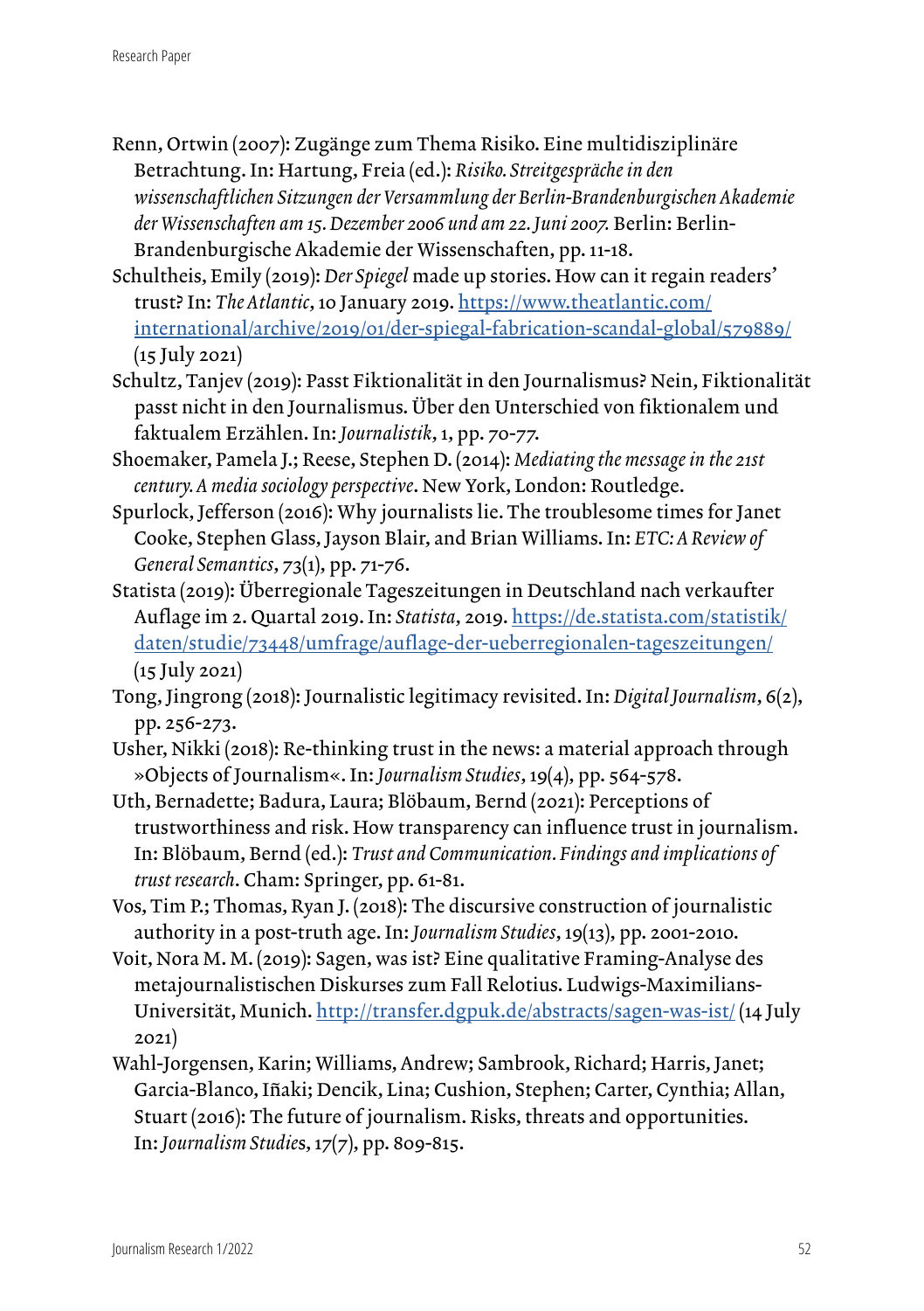Renn, Ortwin (2007): Zugänge zum Thema Risiko. Eine multidisziplinäre Betrachtung. In: Hartung, Freia (ed.): *Risiko. Streitgespräche in den wissenschaftlichen Sitzungen der Versammlung der Berlin-Brandenburgischen Akademie der Wissenschaften am 15. Dezember 2006 und am 22. Juni 2007.* Berlin: Berlin-Brandenburgische Akademie der Wissenschaften, pp. 11-18.

Schultheis, Emily (2019): *Der Spiegel* made up stories. How can it regain readers' trust? In: *The Atlantic*, 10 January 2019. https://www.theatlantic.com/international/archive/2019/01/der-spiegal-fabrication-scandal-global/579889/ (15 July 2021)

Schultz, Tanjev (2019): Passt Fiktionalität in den Journalismus? Nein, Fiktionalität passt nicht in den Journalismus. Über den Unterschied von fiktionalem und faktualem Erzählen. In: *Journalistik*, 1, pp. 70-77.

Shoemaker, Pamela J.; Reese, Stephen D. (2014): *Mediating the message in the 21st century. A media sociology perspective*. New York, London: Routledge.

Spurlock, Jefferson (2016): Why journalists lie. The troublesome times for Janet Cooke, Stephen Glass, Jayson Blair, and Brian Williams. In: *ETC: A Review of General Semantics*, 73(1), pp. 71-76.

Statista (2019): Überregionale Tageszeitungen in Deutschland nach verkaufter Auflage im 2. Quartal 2019. In: *Statista*, 2019. https://de.statista.com/statistik/daten/studie/73448/umfrage/auflage-der-ueberregionalen-tageszeitungen/ (15 July 2021)

Tong, Jingrong (2018): Journalistic legitimacy revisited. In: *Digital Journalism*, 6(2), pp. 256-273.

Usher, Nikki (2018): Re-thinking trust in the news: a material approach through »Objects of Journalism«. In: *Journalism Studies*, 19(4), pp. 564-578.

Uth, Bernadette; Badura, Laura; Blöbaum, Bernd (2021): Perceptions of trustworthiness and risk. How transparency can influence trust in journalism. In: Blöbaum, Bernd (ed.): *Trust and Communication. Findings and implications of trust research*. Cham: Springer, pp. 61-81.

Vos, Tim P.; Thomas, Ryan J. (2018): The discursive construction of journalistic authority in a post-truth age. In: *Journalism Studies*, 19(13), pp. 2001-2010.

Voit, Nora M. M. (2019): Sagen, was ist? Eine qualitative Framing-Analyse des metajournalistischen Diskurses zum Fall Relotius. Ludwigs-Maximilians-Universität, Munich. http://transfer.dgpuk.de/abstracts/sagen-was-ist/ (14 July 2021)

Wahl-Jorgensen, Karin; Williams, Andrew; Sambrook, Richard; Harris, Janet; Garcia-Blanco, Iñaki; Dencik, Lina; Cushion, Stephen; Carter, Cynthia; Allan, Stuart (2016): The future of journalism. Risks, threats and opportunities. In: *Journalism Studies*, 17(7), pp. 809-815.